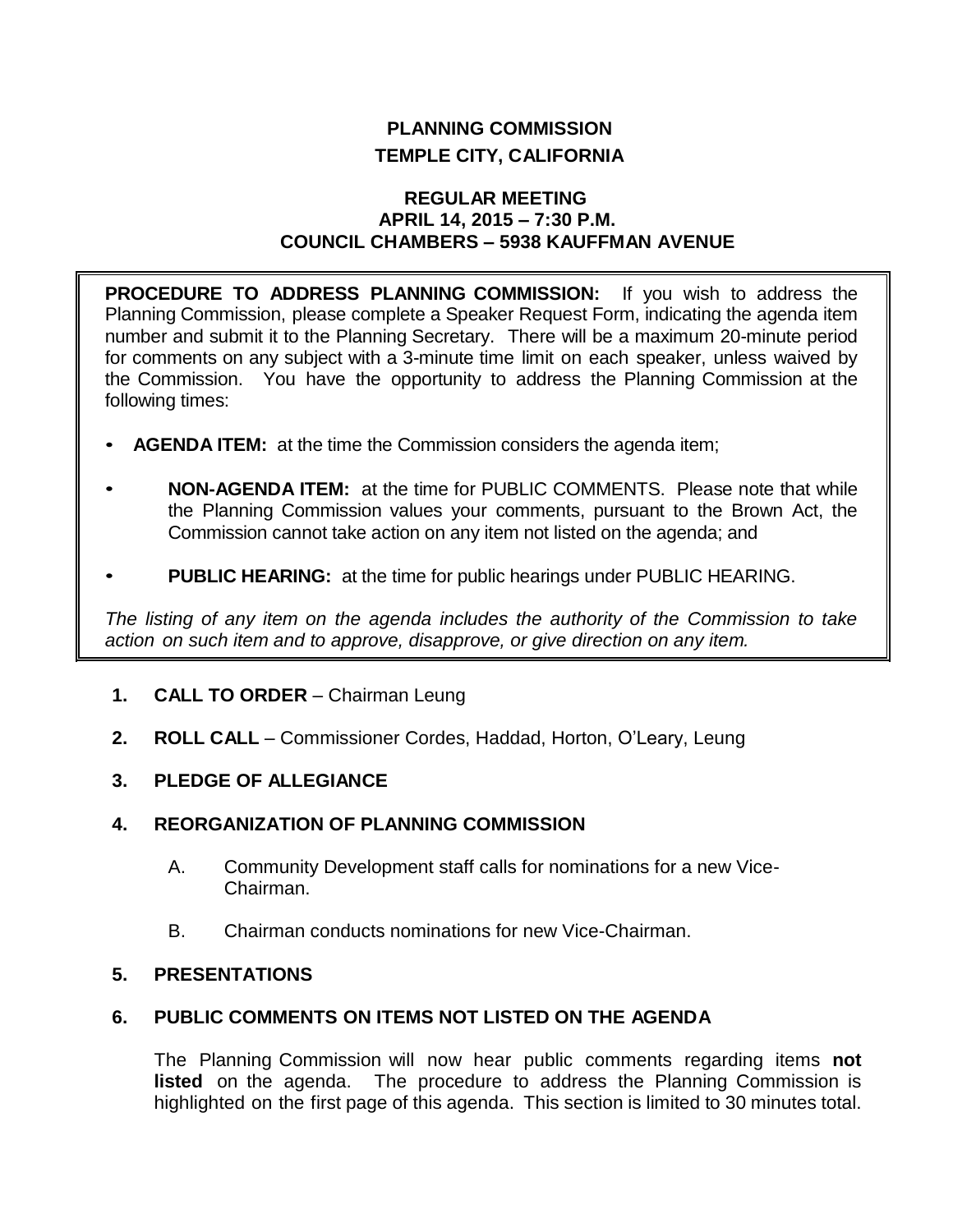# PLANNING COMMISSION
## TEMPLE CITY, CALIFORNIA

### REGULAR MEETING
### APRIL 14, 2015 – 7:30 P.M.
### COUNCIL CHAMBERS – 5938 KAUFFMAN AVENUE

**PROCEDURE TO ADDRESS PLANNING COMMISSION:** If you wish to address the Planning Commission, please complete a Speaker Request Form, indicating the agenda item number and submit it to the Planning Secretary. There will be a maximum 20-minute period for comments on any subject with a 3-minute time limit on each speaker, unless waived by the Commission. You have the opportunity to address the Planning Commission at the following times:

- **AGENDA ITEM:** at the time the Commission considers the agenda item;
- **NON-AGENDA ITEM:** at the time for PUBLIC COMMENTS. Please note that while the Planning Commission values your comments, pursuant to the Brown Act, the Commission cannot take action on any item not listed on the agenda; and
- **PUBLIC HEARING:** at the time for public hearings under PUBLIC HEARING.

*The listing of any item on the agenda includes the authority of the Commission to take action on such item and to approve, disapprove, or give direction on any item.*

1. **CALL TO ORDER** – Chairman Leung

2. **ROLL CALL** – Commissioner Cordes, Haddad, Horton, O'Leary, Leung

3. **PLEDGE OF ALLEGIANCE**

4. **REORGANIZATION OF PLANNING COMMISSION**

   A. Community Development staff calls for nominations for a new Vice-Chairman.

   B. Chairman conducts nominations for new Vice-Chairman.

5. **PRESENTATIONS**

6. **PUBLIC COMMENTS ON ITEMS NOT LISTED ON THE AGENDA**

   The Planning Commission will now hear public comments regarding items **not listed** on the agenda. The procedure to address the Planning Commission is highlighted on the first page of this agenda. This section is limited to 30 minutes total.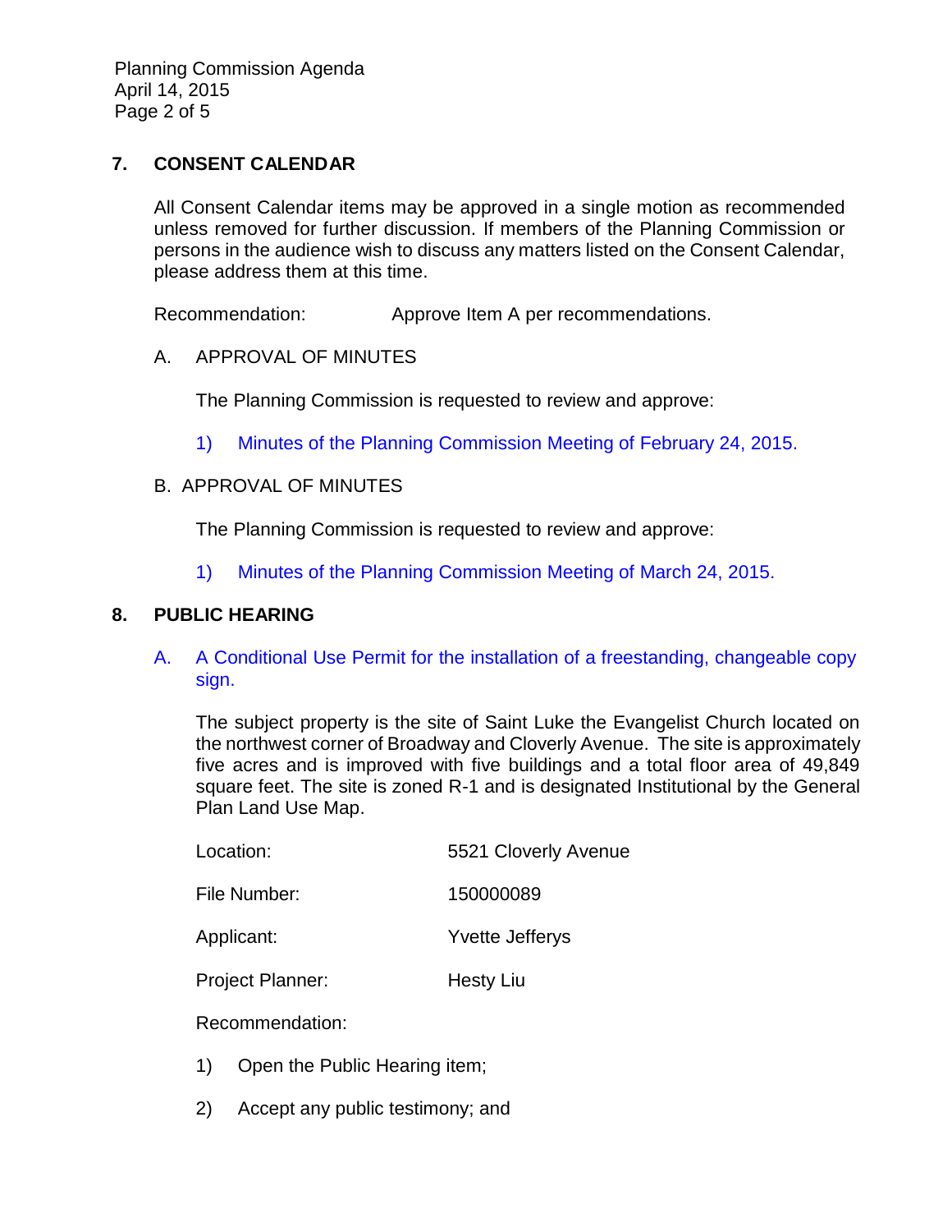## 7. CONSENT CALENDAR

All Consent Calendar items may be approved in a single motion as recommended unless removed for further discussion. If members of the Planning Commission or persons in the audience wish to discuss any matters listed on the Consent Calendar, please address them at this time.

Recommendation: Approve Item A per recommendations.

A. APPROVAL OF MINUTES

The Planning Commission is requested to review and approve:

1) Minutes of the Planning Commission Meeting of February 24, 2015.

B. APPROVAL OF MINUTES

The Planning Commission is requested to review and approve:

1) Minutes of the Planning Commission Meeting of March 24, 2015.

## 8. PUBLIC HEARING

A. A Conditional Use Permit for the installation of a freestanding, changeable copy sign.

The subject property is the site of Saint Luke the Evangelist Church located on the northwest corner of Broadway and Cloverly Avenue. The site is approximately five acres and is improved with five buildings and a total floor area of 49,849 square feet. The site is zoned R-1 and is designated Institutional by the General Plan Land Use Map.

Location: 5521 Cloverly Avenue

File Number: 150000089

Applicant: Yvette Jefferys

Project Planner: Hesty Liu

Recommendation:

1) Open the Public Hearing item;

2) Accept any public testimony; and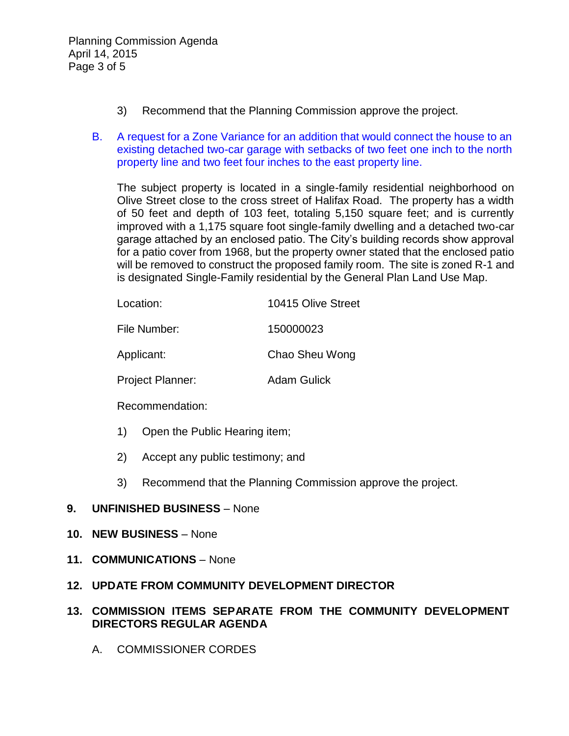3) Recommend that the Planning Commission approve the project.

B. A request for a Zone Variance for an addition that would connect the house to an existing detached two-car garage with setbacks of two feet one inch to the north property line and two feet four inches to the east property line.

The subject property is located in a single-family residential neighborhood on Olive Street close to the cross street of Halifax Road. The property has a width of 50 feet and depth of 103 feet, totaling 5,150 square feet; and is currently improved with a 1,175 square foot single-family dwelling and a detached two-car garage attached by an enclosed patio. The City's building records show approval for a patio cover from 1968, but the property owner stated that the enclosed patio will be removed to construct the proposed family room. The site is zoned R-1 and is designated Single-Family residential by the General Plan Land Use Map.

| | |
|---|---|
| Location: | 10415 Olive Street |
| File Number: | 150000023 |
| Applicant: | Chao Sheu Wong |
| Project Planner: | Adam Gulick |

Recommendation:

1) Open the Public Hearing item;

2) Accept any public testimony; and

3) Recommend that the Planning Commission approve the project.

**9. UNFINISHED BUSINESS** – None

**10. NEW BUSINESS** – None

**11. COMMUNICATIONS** – None

**12. UPDATE FROM COMMUNITY DEVELOPMENT DIRECTOR**

**13. COMMISSION ITEMS SEPARATE FROM THE COMMUNITY DEVELOPMENT DIRECTORS REGULAR AGENDA**

A. COMMISSIONER CORDES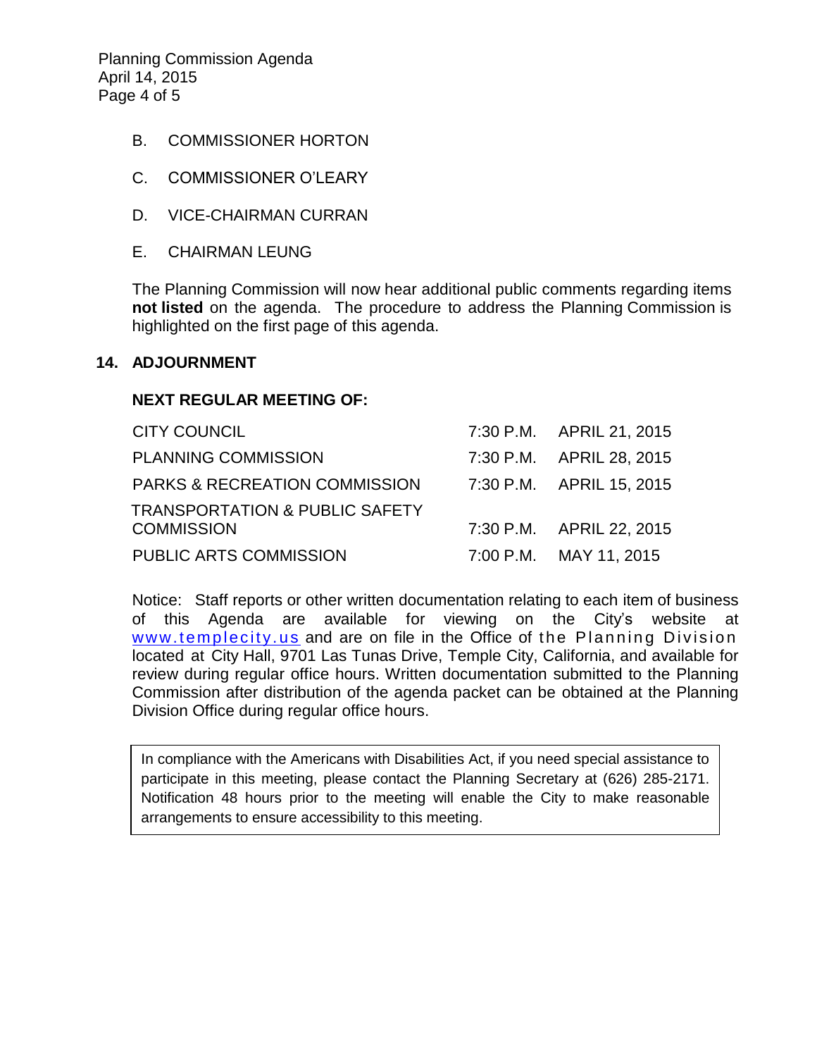B. COMMISSIONER HORTON

C. COMMISSIONER O'LEARY

D. VICE-CHAIRMAN CURRAN

E. CHAIRMAN LEUNG

The Planning Commission will now hear additional public comments regarding items **not listed** on the agenda. The procedure to address the Planning Commission is highlighted on the first page of this agenda.

## 14. ADJOURNMENT

**NEXT REGULAR MEETING OF:**

| | | |
|---|---|---|
| CITY COUNCIL | 7:30 P.M. | APRIL 21, 2015 |
| PLANNING COMMISSION | 7:30 P.M. | APRIL 28, 2015 |
| PARKS & RECREATION COMMISSION | 7:30 P.M. | APRIL 15, 2015 |
| TRANSPORTATION & PUBLIC SAFETY COMMISSION | 7:30 P.M. | APRIL 22, 2015 |
| PUBLIC ARTS COMMISSION | 7:00 P.M. | MAY 11, 2015 |

Notice: Staff reports or other written documentation relating to each item of business of this Agenda are available for viewing on the City's website at www.templecity.us and are on file in the Office of the Planning Division located at City Hall, 9701 Las Tunas Drive, Temple City, California, and available for review during regular office hours. Written documentation submitted to the Planning Commission after distribution of the agenda packet can be obtained at the Planning Division Office during regular office hours.

In compliance with the Americans with Disabilities Act, if you need special assistance to participate in this meeting, please contact the Planning Secretary at (626) 285-2171. Notification 48 hours prior to the meeting will enable the City to make reasonable arrangements to ensure accessibility to this meeting.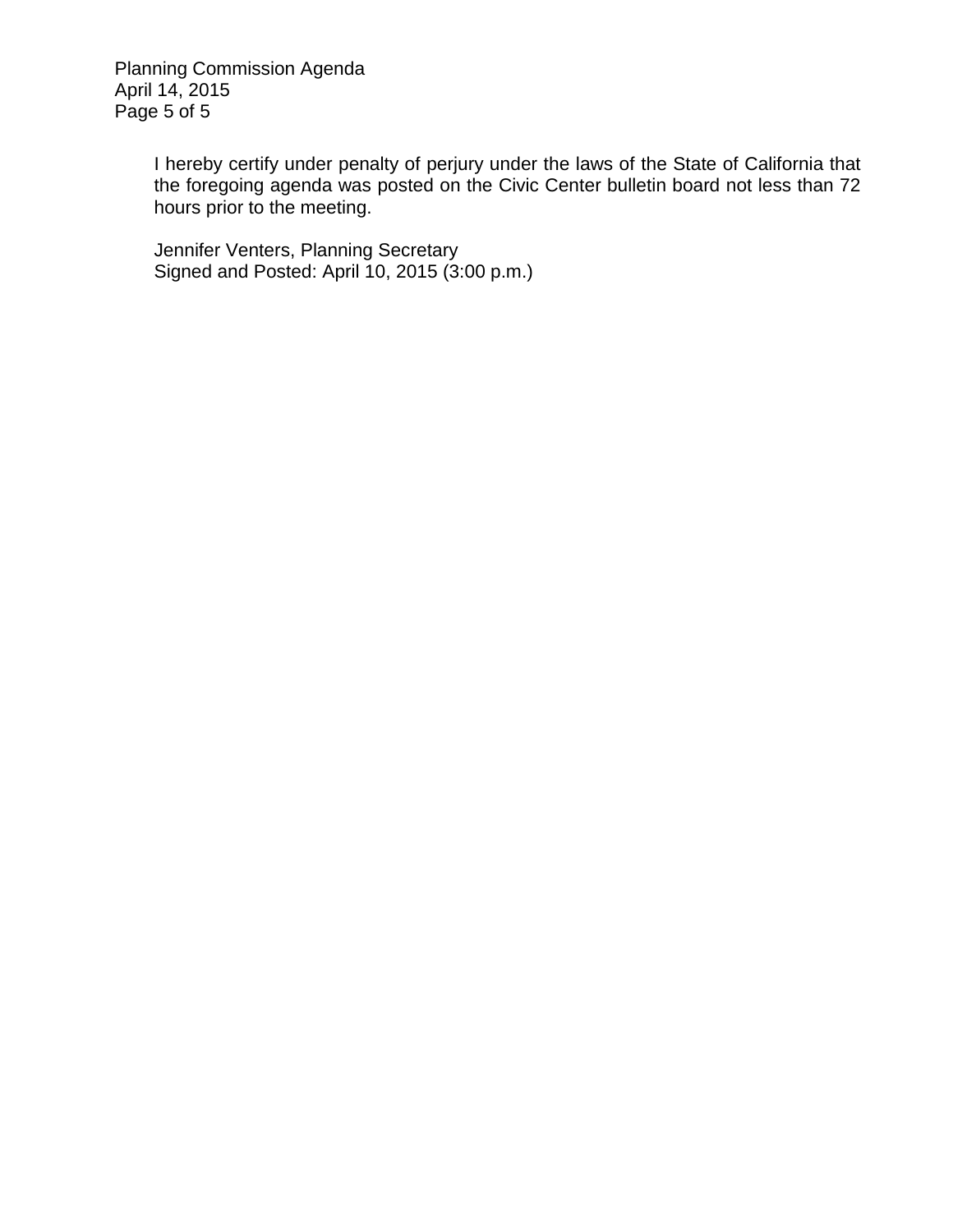I hereby certify under penalty of perjury under the laws of the State of California that the foregoing agenda was posted on the Civic Center bulletin board not less than 72 hours prior to the meeting.

Jennifer Venters, Planning Secretary
Signed and Posted: April 10, 2015 (3:00 p.m.)